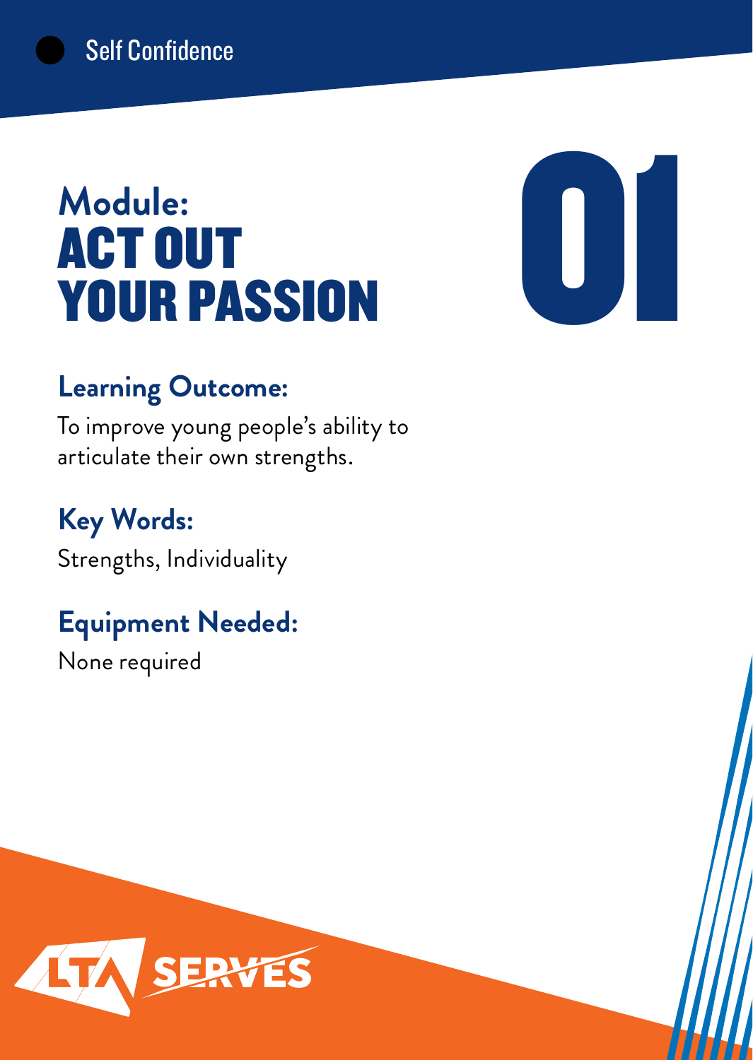Self Confidence

# Module: ACT OUT YOUR PASSION

01

## Learning Outcome:

To improve young people's ability to articulate their own strengths.

## Key Words:

Strengths, Individuality

## Equipment Needed:

None required

LTA SERVES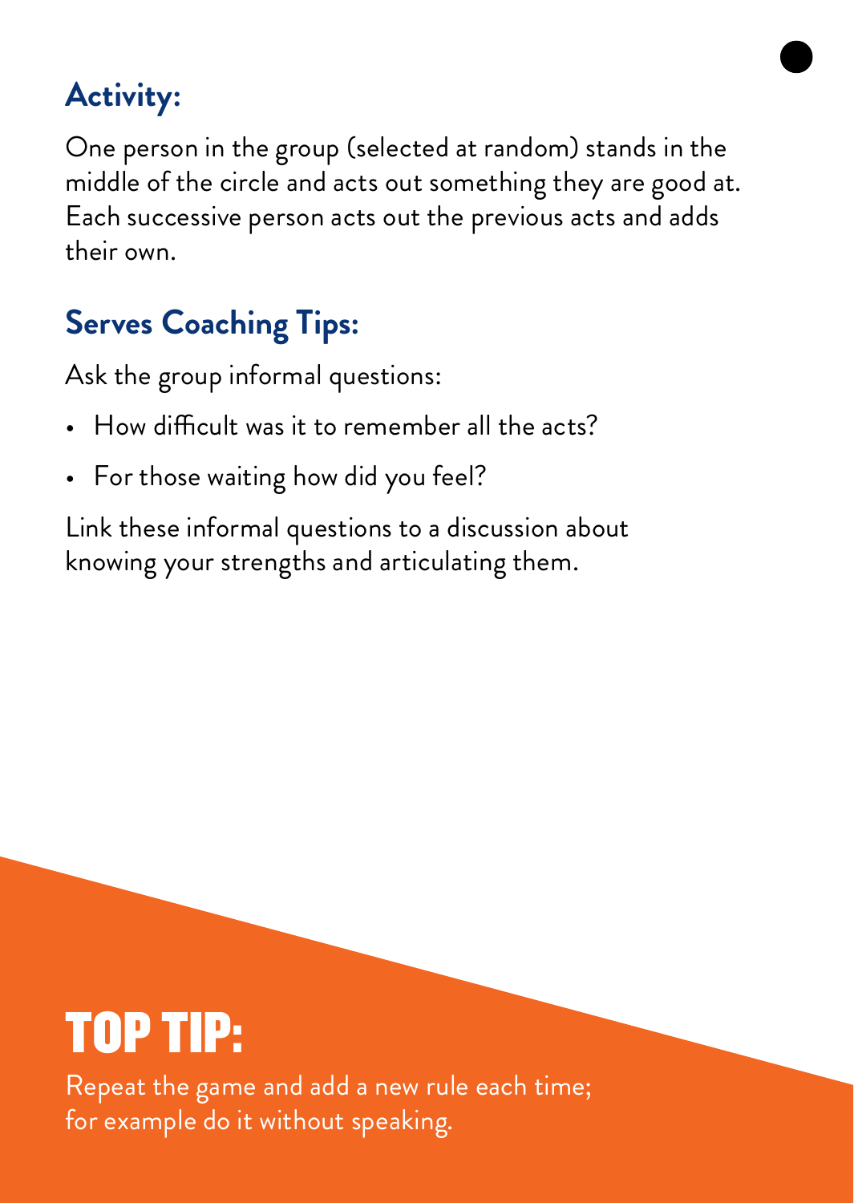## Activity:

One person in the group (selected at random) stands in the middle of the circle and acts out something they are good at. Each successive person acts out the previous acts and adds their own.

## Serves Coaching Tips:

Ask the group informal questions:

- How difficult was it to remember all the acts?
- For those waiting how did you feel?

Link these informal questions to a discussion about knowing your strengths and articulating them.

## TOP TIP:

Repeat the game and add a new rule each time; for example do it without speaking.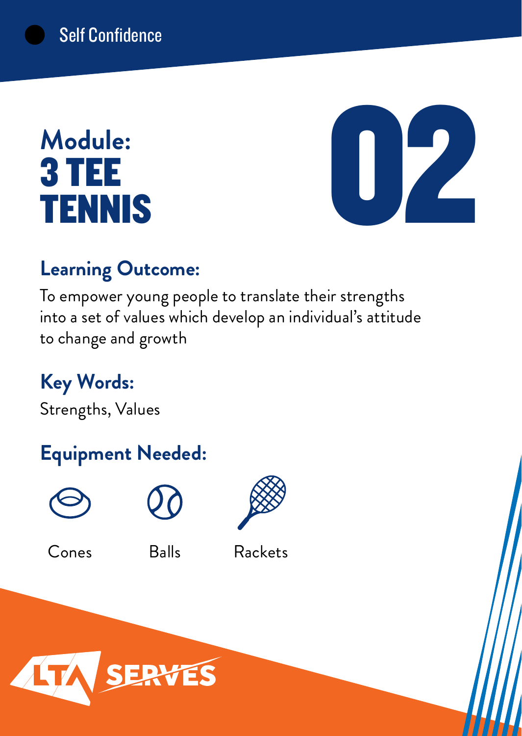Self Confidence

# Module: 3 TEE TENNIS

# 02

## Learning Outcome:

To empower young people to translate their strengths into a set of values which develop an individual's attitude to change and growth

## Key Words:

Strengths, Values

## Equipment Needed:

Cones

Balls

Rackets

LTA SERVES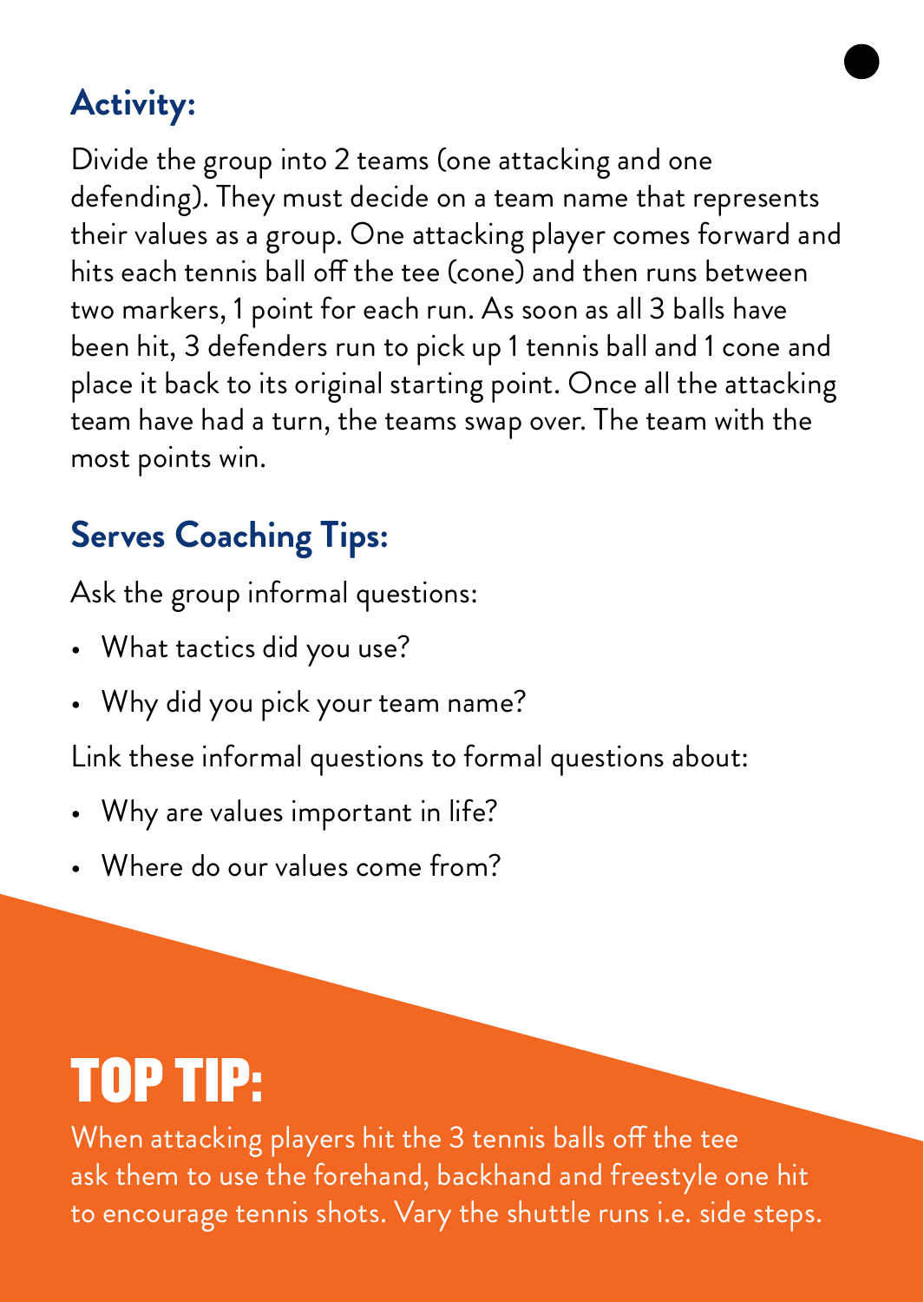## Activity:

Divide the group into 2 teams (one attacking and one defending). They must decide on a team name that represents their values as a group. One attacking player comes forward and hits each tennis ball off the tee (cone) and then runs between two markers, 1 point for each run. As soon as all 3 balls have been hit, 3 defenders run to pick up 1 tennis ball and 1 cone and place it back to its original starting point. Once all the attacking team have had a turn, the teams swap over. The team with the most points win.

## Serves Coaching Tips:

Ask the group informal questions:

- What tactics did you use?
- Why did you pick your team name?

Link these informal questions to formal questions about:

- Why are values important in life?
- Where do our values come from?

# TOP TIP:

When attacking players hit the 3 tennis balls off the tee ask them to use the forehand, backhand and freestyle one hit to encourage tennis shots. Vary the shuttle runs i.e. side steps.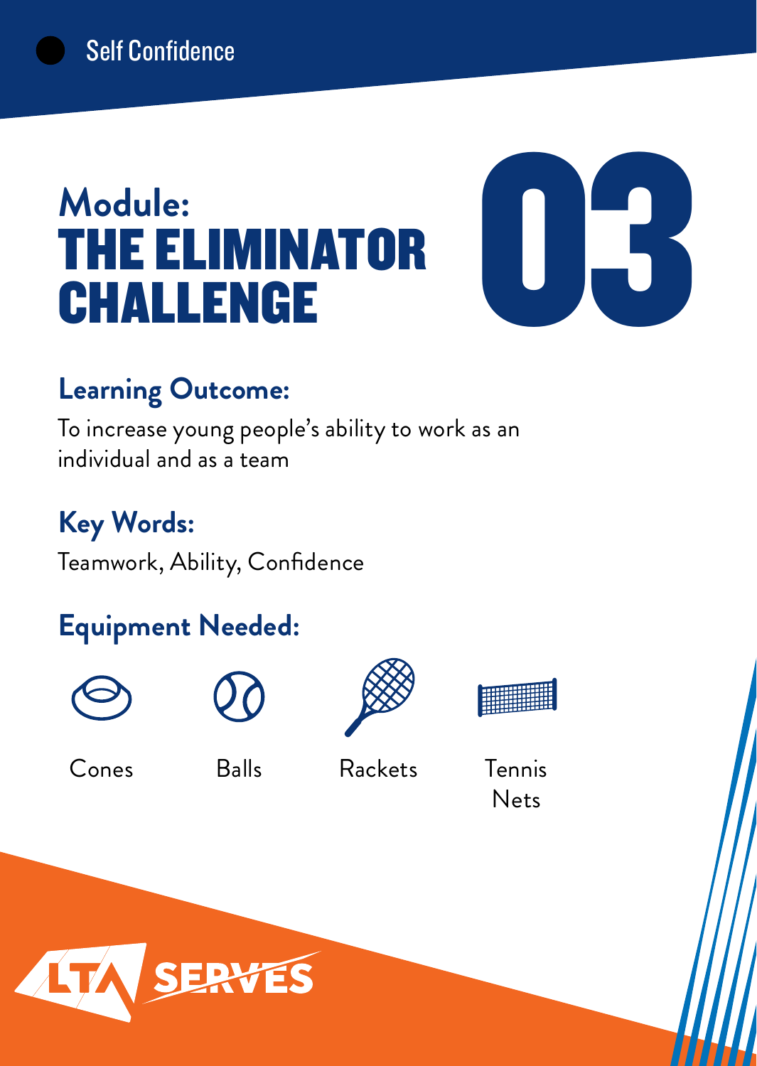Self Confidence

# Module: THE ELIMINATOR CHALLENGE

03

## Learning Outcome:

To increase young people's ability to work as an individual and as a team

## Key Words:

Teamwork, Ability, Confidence

## Equipment Needed:

- Cones
- Balls
- Rackets
- Tennis Nets

LTA SERVES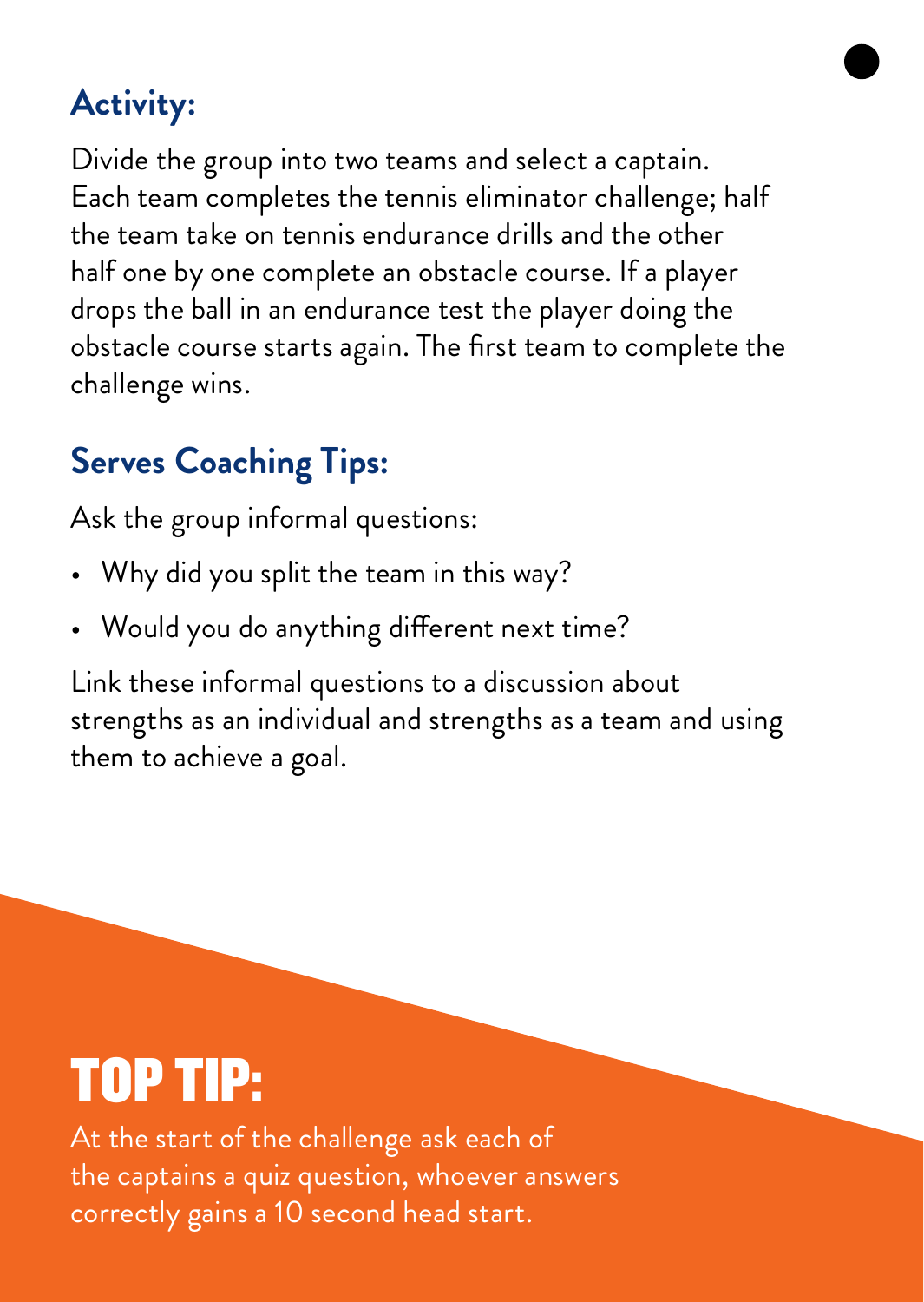## Activity:

Divide the group into two teams and select a captain. Each team completes the tennis eliminator challenge; half the team take on tennis endurance drills and the other half one by one complete an obstacle course. If a player drops the ball in an endurance test the player doing the obstacle course starts again. The first team to complete the challenge wins.

## Serves Coaching Tips:

Ask the group informal questions:

- Why did you split the team in this way?
- Would you do anything different next time?

Link these informal questions to a discussion about strengths as an individual and strengths as a team and using them to achieve a goal.

# TOP TIP:

At the start of the challenge ask each of the captains a quiz question, whoever answers correctly gains a 10 second head start.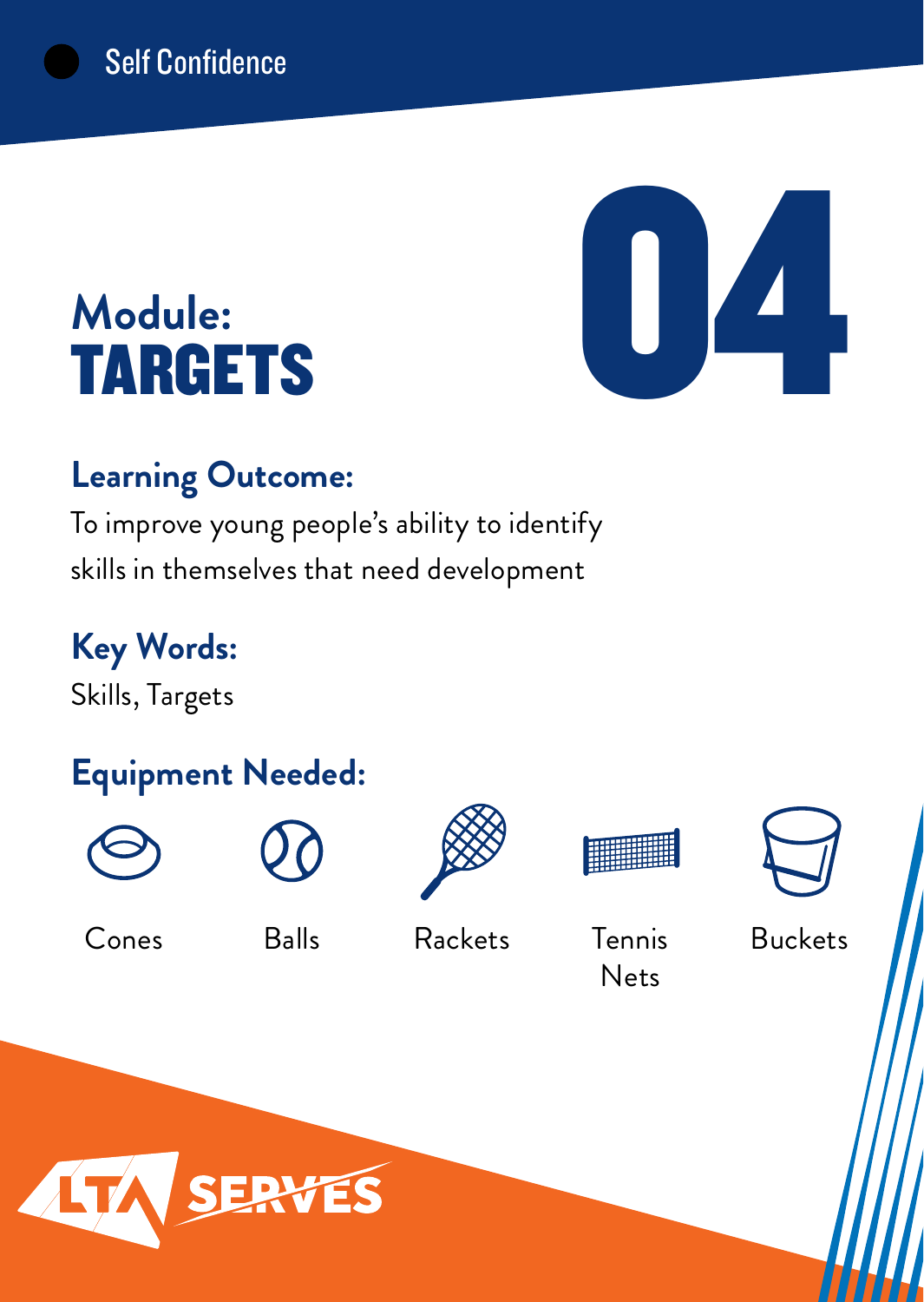Self Confidence

# Module: TARGETS

# 04

## Learning Outcome:

To improve young people's ability to identify skills in themselves that need development

## Key Words:

Skills, Targets

## Equipment Needed:

- Cones
- Balls
- Rackets
- Tennis Nets
- Buckets

LTA SERVES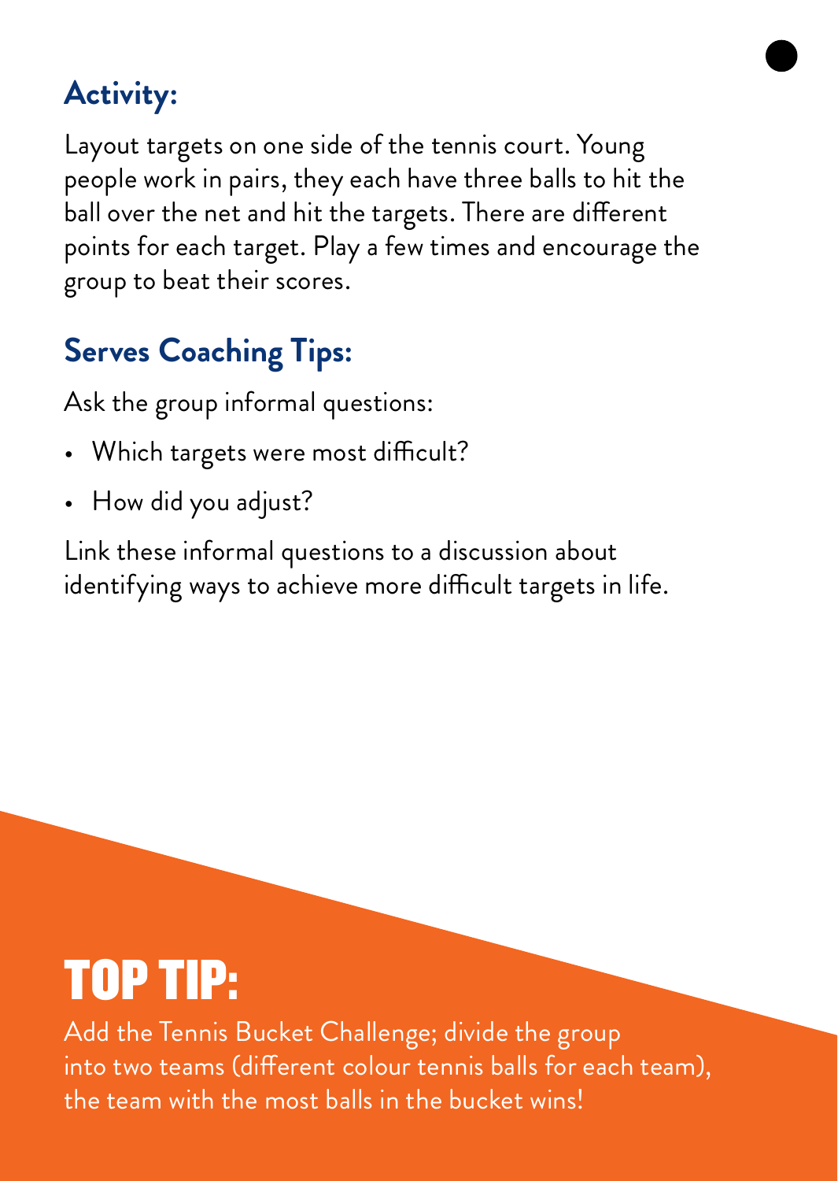## Activity:

Layout targets on one side of the tennis court. Young people work in pairs, they each have three balls to hit the ball over the net and hit the targets. There are different points for each target. Play a few times and encourage the group to beat their scores.

## Serves Coaching Tips:

Ask the group informal questions:

- Which targets were most difficult?
- How did you adjust?

Link these informal questions to a discussion about identifying ways to achieve more difficult targets in life.

# TOP TIP:

Add the Tennis Bucket Challenge; divide the group into two teams (different colour tennis balls for each team), the team with the most balls in the bucket wins!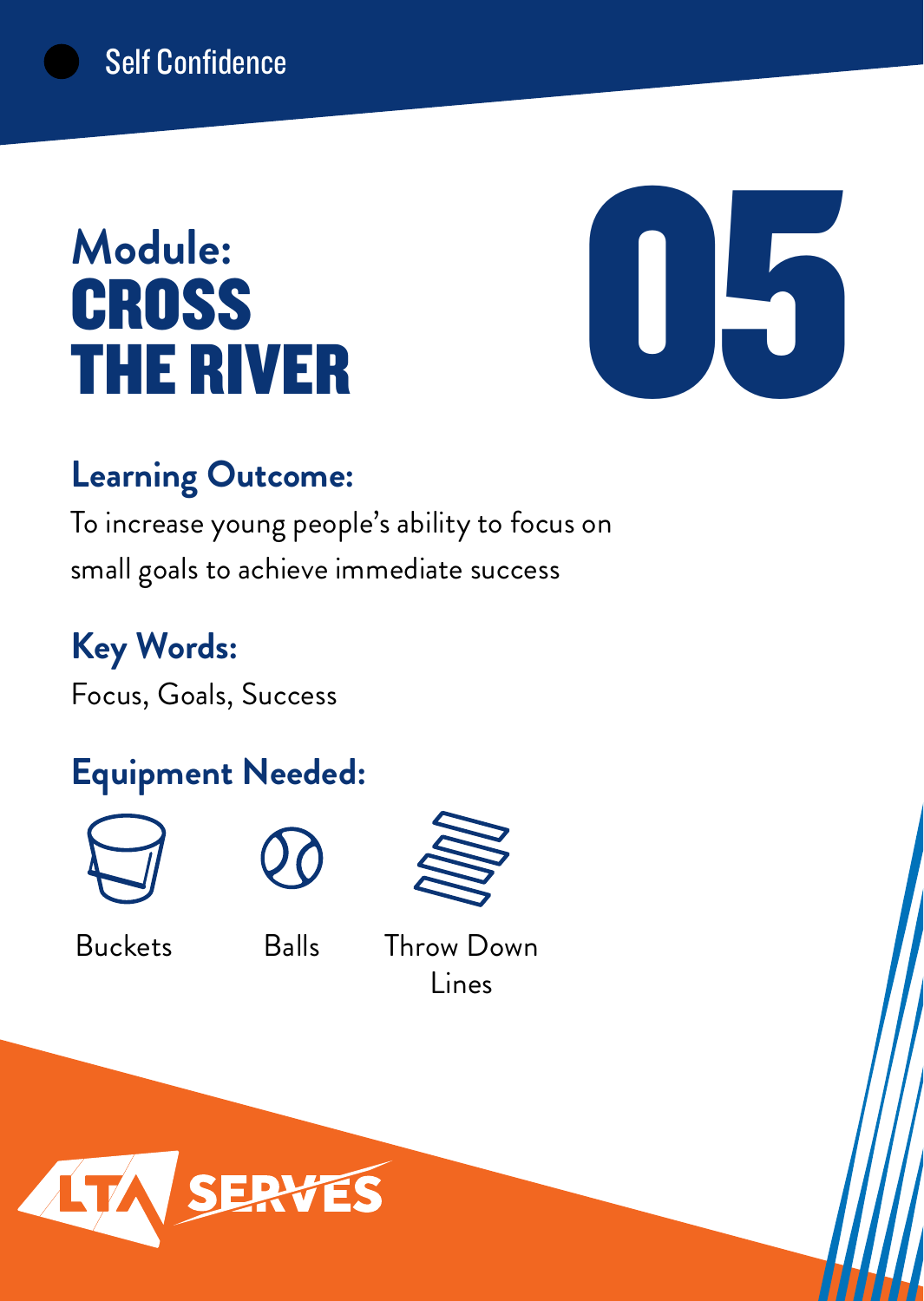Self Confidence

# Module: CROSS THE RIVER

# 05

## Learning Outcome:

To increase young people's ability to focus on small goals to achieve immediate success

## Key Words:

Focus, Goals, Success

## Equipment Needed:

- Buckets
- Balls
- Throw Down Lines

LTA SERVES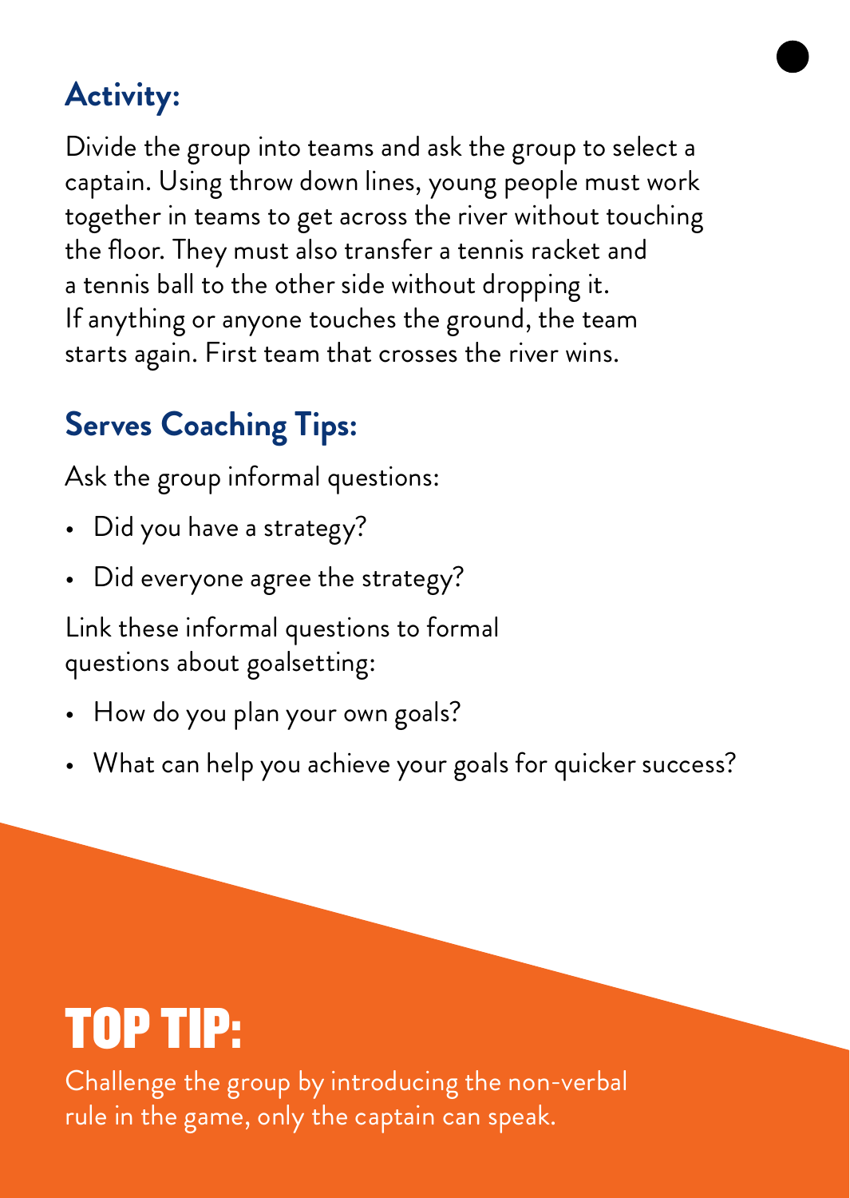## Activity:

Divide the group into teams and ask the group to select a captain. Using throw down lines, young people must work together in teams to get across the river without touching the floor. They must also transfer a tennis racket and a tennis ball to the other side without dropping it. If anything or anyone touches the ground, the team starts again. First team that crosses the river wins.

## Serves Coaching Tips:

Ask the group informal questions:

- Did you have a strategy?
- Did everyone agree the strategy?

Link these informal questions to formal questions about goalsetting:

- How do you plan your own goals?
- What can help you achieve your goals for quicker success?

# TOP TIP:

Challenge the group by introducing the non-verbal rule in the game, only the captain can speak.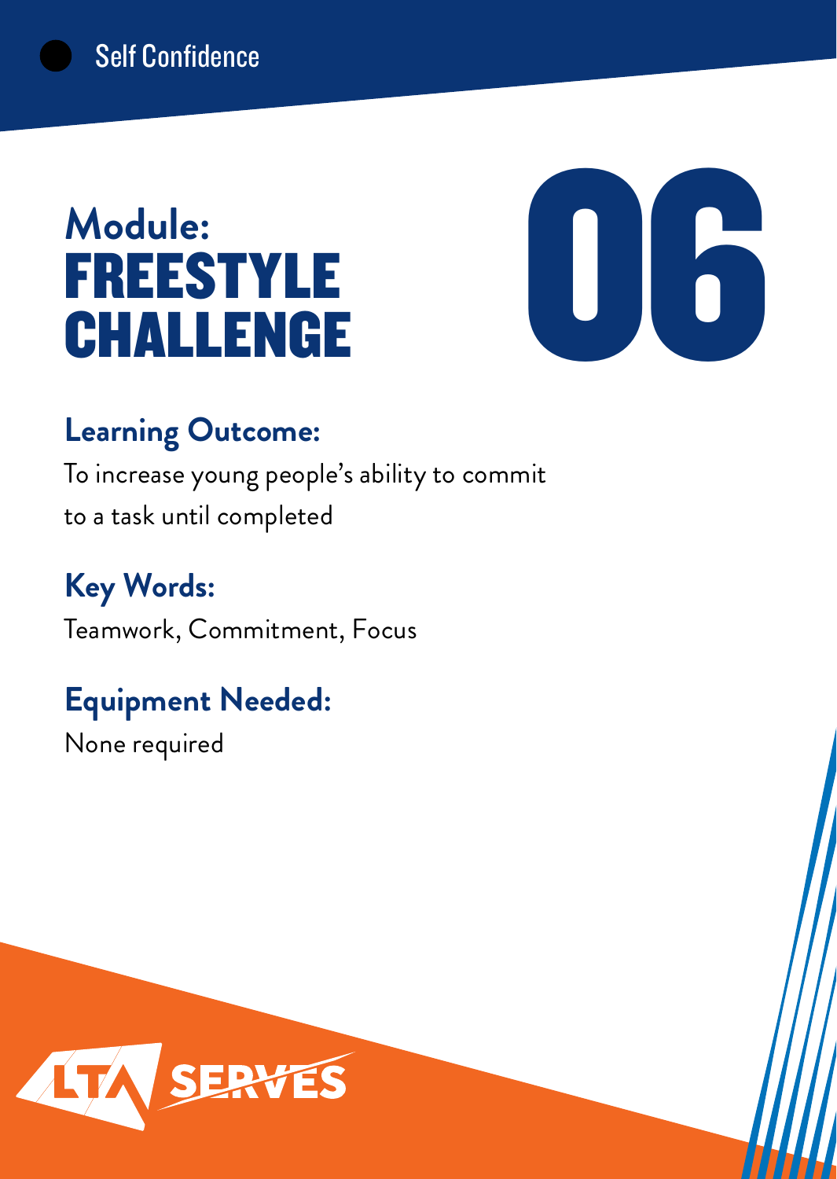Self Confidence

# Module: FREESTYLE CHALLENGE

# 06

## Learning Outcome:

To increase young people's ability to commit to a task until completed

## Key Words:

Teamwork, Commitment, Focus

## Equipment Needed:

None required

LTA SERVES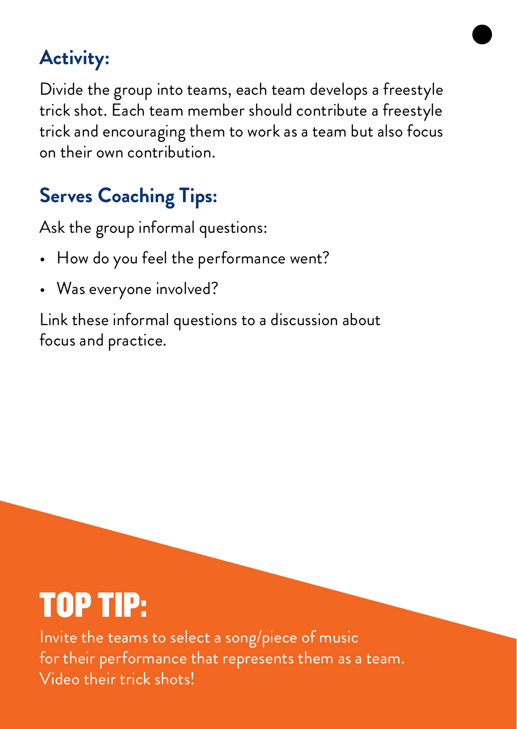## Activity:

Divide the group into teams, each team develops a freestyle trick shot. Each team member should contribute a freestyle trick and encouraging them to work as a team but also focus on their own contribution.

## Serves Coaching Tips:

Ask the group informal questions:

- How do you feel the performance went?
- Was everyone involved?

Link these informal questions to a discussion about focus and practice.

## TOP TIP:

Invite the teams to select a song/piece of music for their performance that represents them as a team. Video their trick shots!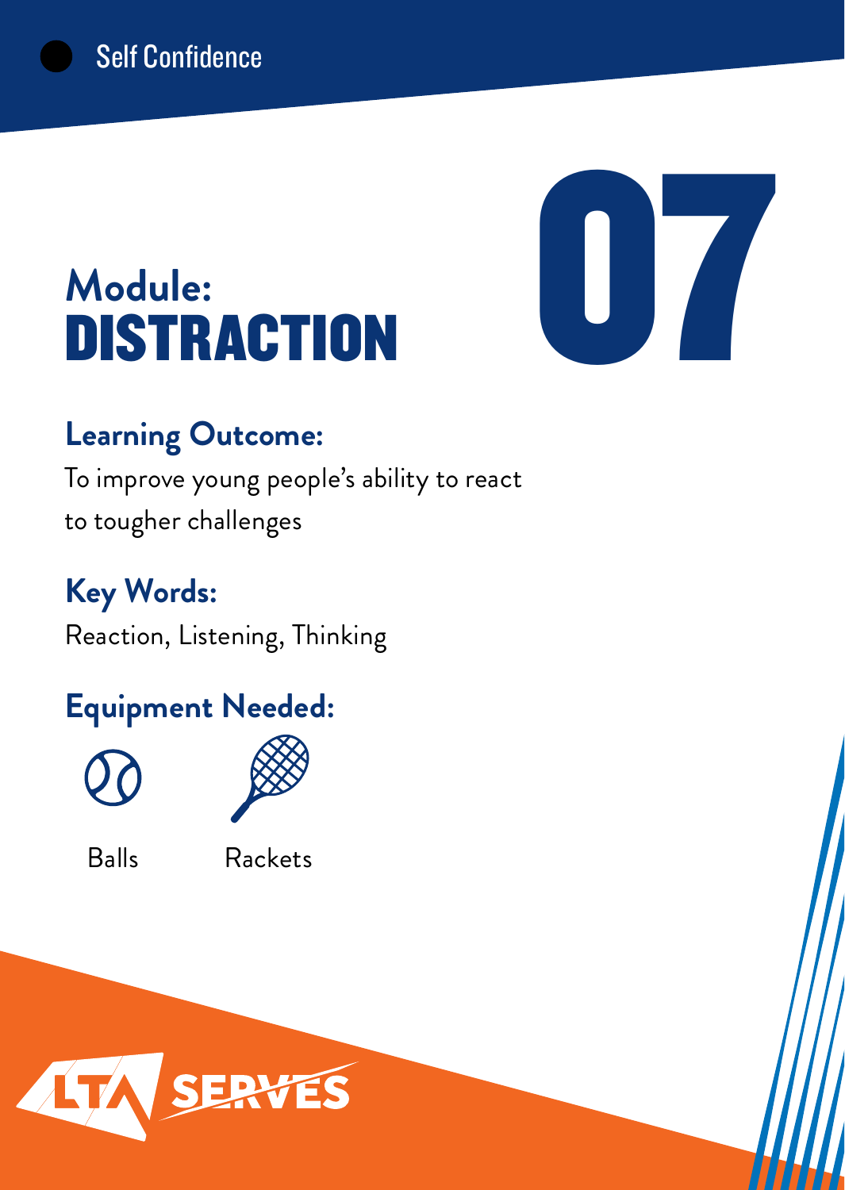Self Confidence

# Module: DISTRACTION

07

## Learning Outcome:

To improve young people's ability to react to tougher challenges

## Key Words:

Reaction, Listening, Thinking

## Equipment Needed:

Balls

Rackets

LTA SERVES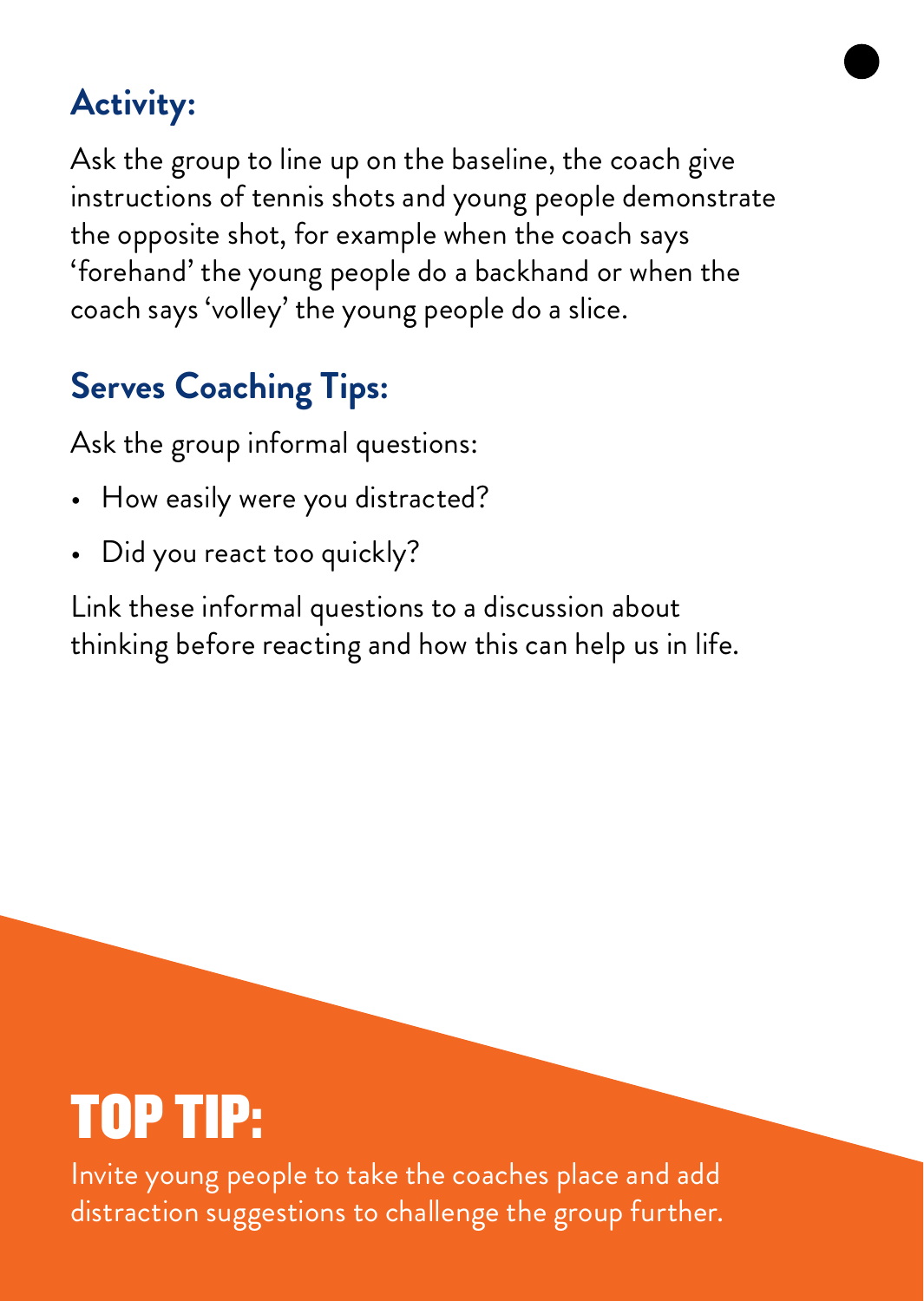## Activity:

Ask the group to line up on the baseline, the coach give instructions of tennis shots and young people demonstrate the opposite shot, for example when the coach says 'forehand' the young people do a backhand or when the coach says 'volley' the young people do a slice.

## Serves Coaching Tips:

Ask the group informal questions:

- How easily were you distracted?
- Did you react too quickly?

Link these informal questions to a discussion about thinking before reacting and how this can help us in life.

# TOP TIP:

Invite young people to take the coaches place and add distraction suggestions to challenge the group further.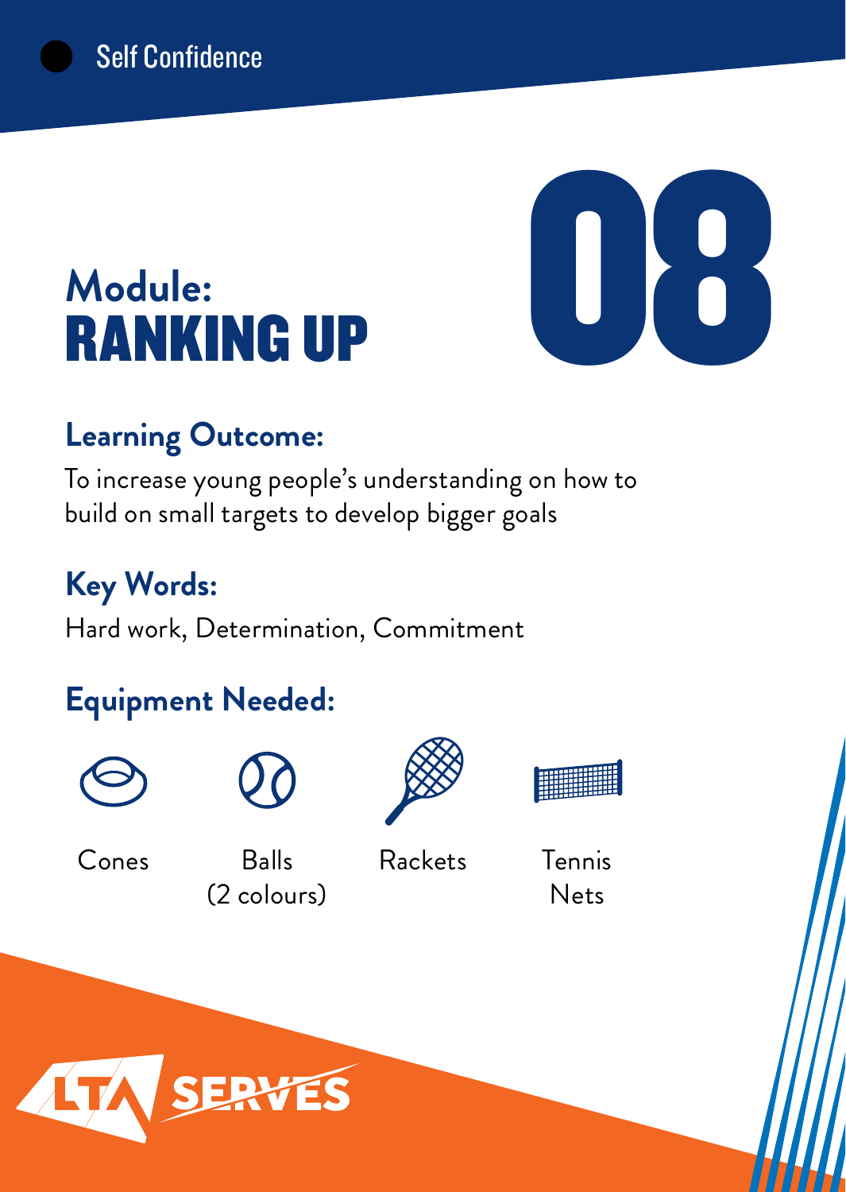Self Confidence

# Module: RANKING UP

08

## Learning Outcome:

To increase young people's understanding on how to build on small targets to develop bigger goals

## Key Words:

Hard work, Determination, Commitment

## Equipment Needed:

- Cones
- Balls (2 colours)
- Rackets
- Tennis Nets

LTA SERVES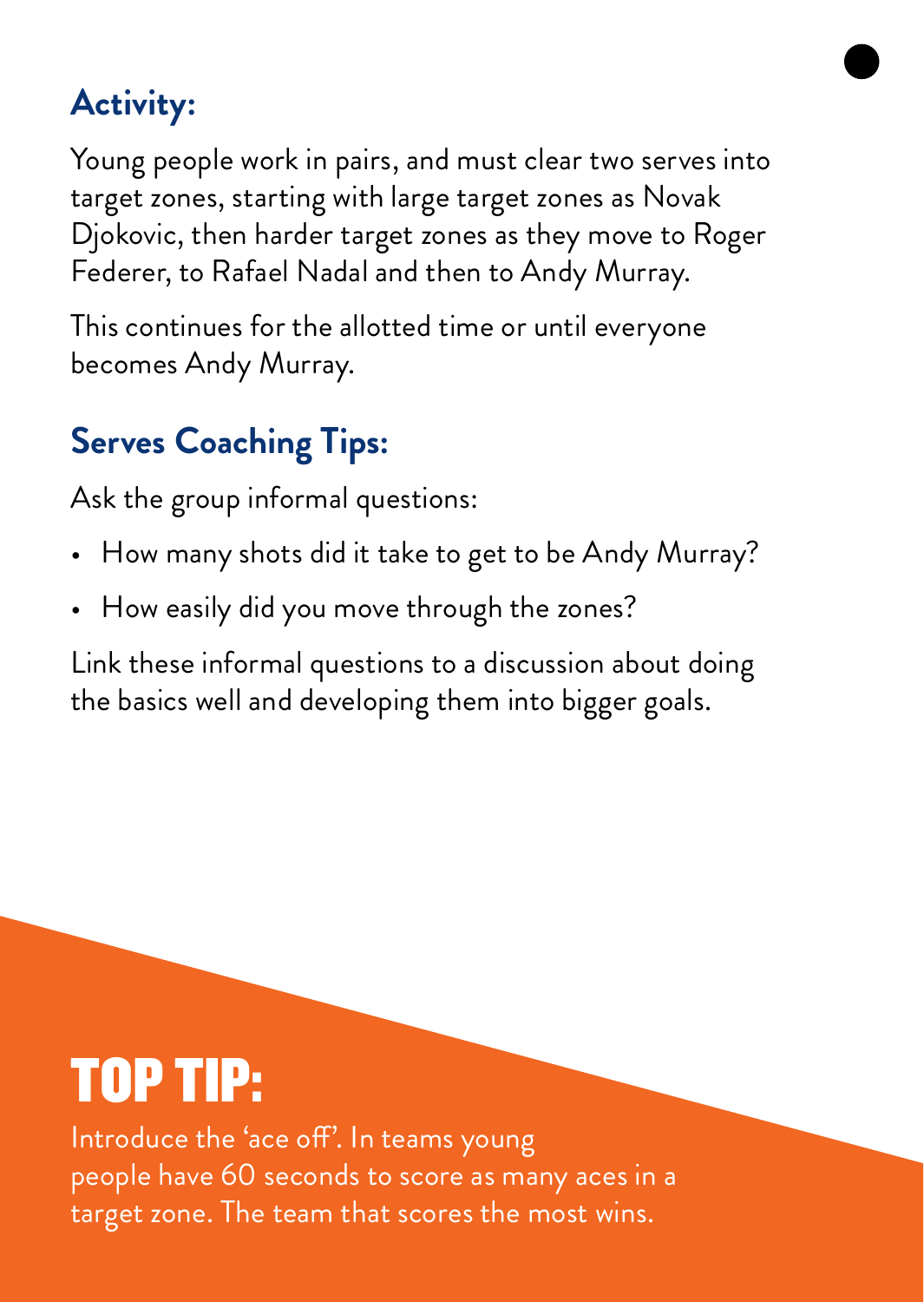## Activity:

Young people work in pairs, and must clear two serves into target zones, starting with large target zones as Novak Djokovic, then harder target zones as they move to Roger Federer, to Rafael Nadal and then to Andy Murray.

This continues for the allotted time or until everyone becomes Andy Murray.

## Serves Coaching Tips:

Ask the group informal questions:

- How many shots did it take to get to be Andy Murray?
- How easily did you move through the zones?

Link these informal questions to a discussion about doing the basics well and developing them into bigger goals.

# TOP TIP:

Introduce the 'ace off'. In teams young people have 60 seconds to score as many aces in a target zone. The team that scores the most wins.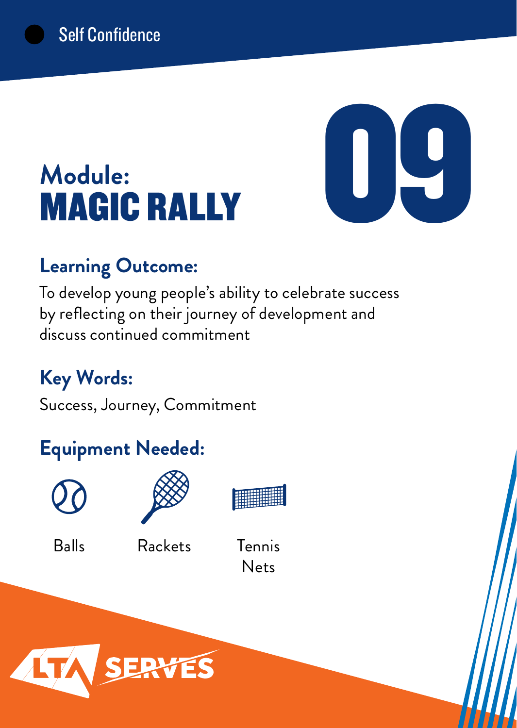Self Confidence

# Module: MAGIC RALLY

# 09

## Learning Outcome:

To develop young people's ability to celebrate success by reflecting on their journey of development and discuss continued commitment

## Key Words:

Success, Journey, Commitment

## Equipment Needed:

- Balls
- Rackets
- Tennis Nets

LTA SERVES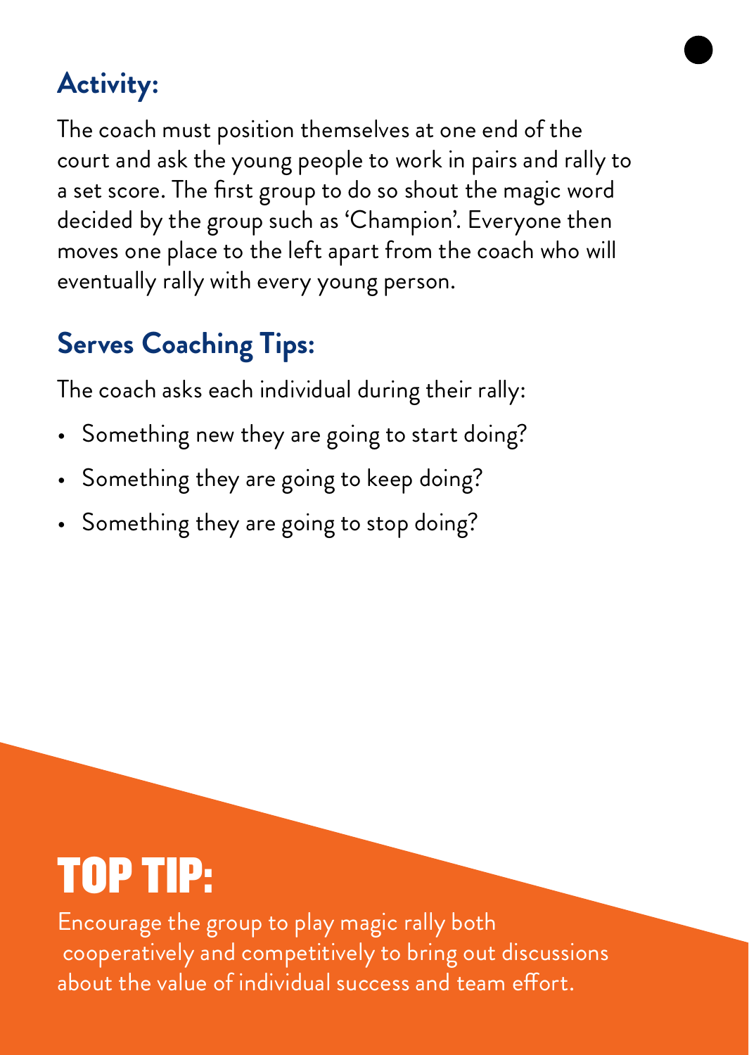## Activity:

The coach must position themselves at one end of the court and ask the young people to work in pairs and rally to a set score. The first group to do so shout the magic word decided by the group such as 'Champion'. Everyone then moves one place to the left apart from the coach who will eventually rally with every young person.

## Serves Coaching Tips:

The coach asks each individual during their rally:

- Something new they are going to start doing?
- Something they are going to keep doing?
- Something they are going to stop doing?

## TOP TIP:

Encourage the group to play magic rally both cooperatively and competitively to bring out discussions about the value of individual success and team effort.